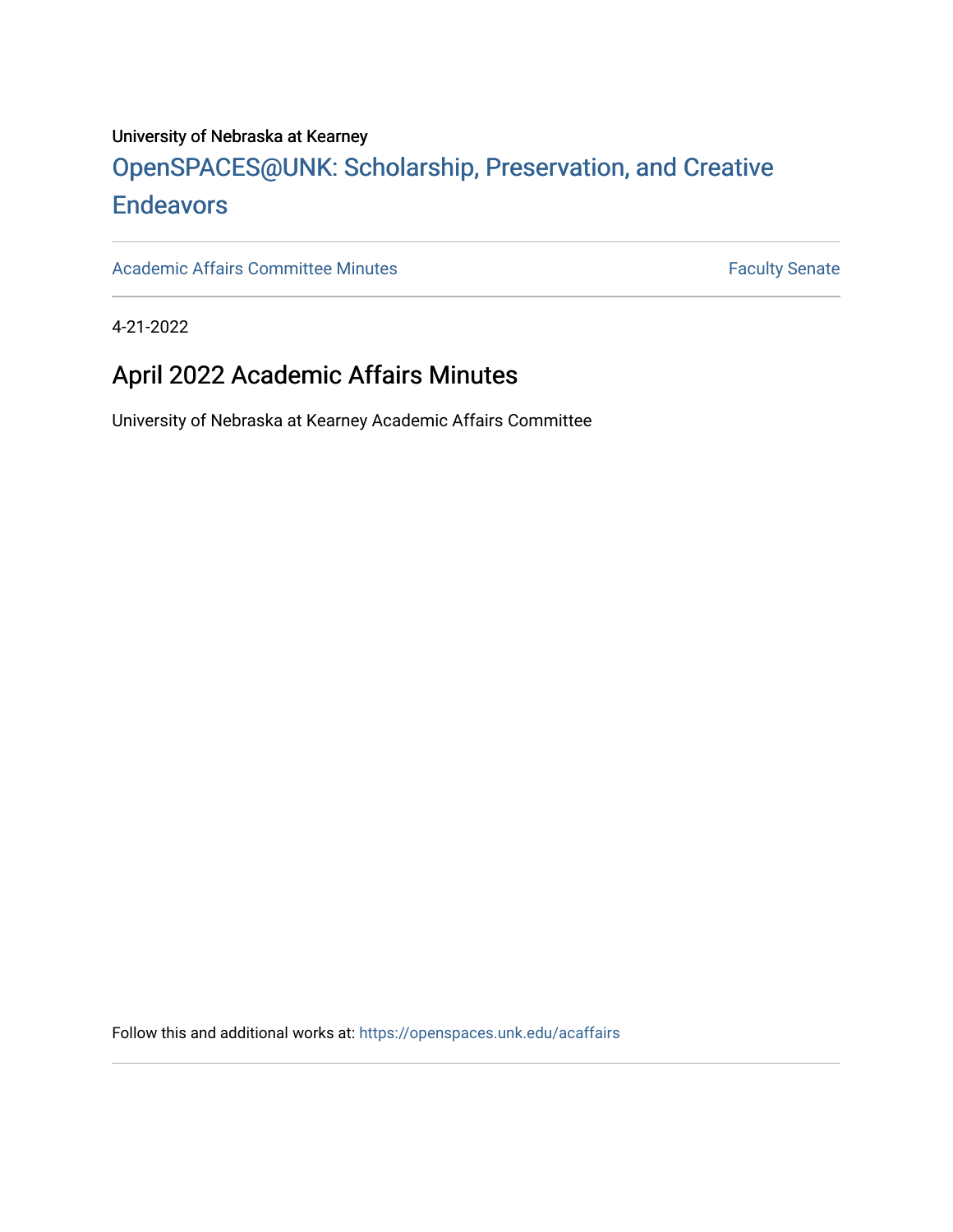University of Nebraska at Kearney

# OpenSPACES@UNK: Scholarship, Preservation, and Creative Endeavors

Academic Affairs Committee Minutes | Faculty Senate

4-21-2022

## April 2022 Academic Affairs Minutes

University of Nebraska at Kearney Academic Affairs Committee

Follow this and additional works at: https://openspaces.unk.edu/acaffairs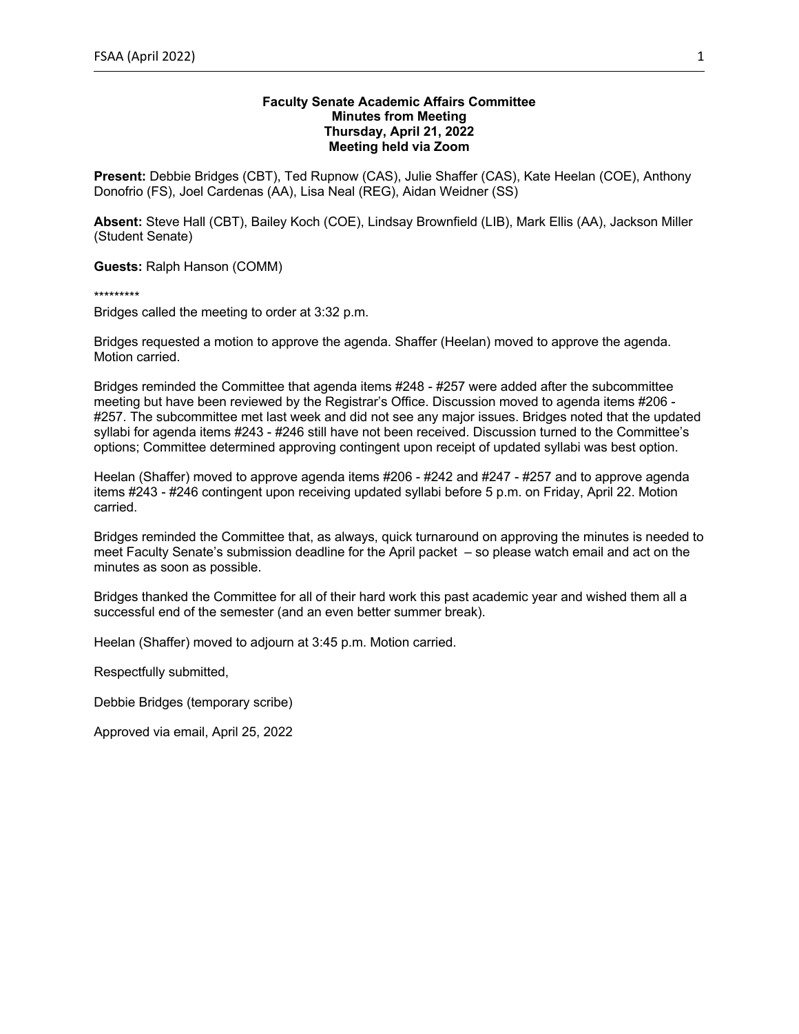**Faculty Senate Academic Affairs Committee**
**Minutes from Meeting**
**Thursday, April 21, 2022**
**Meeting held via Zoom**

**Present:** Debbie Bridges (CBT), Ted Rupnow (CAS), Julie Shaffer (CAS), Kate Heelan (COE), Anthony Donofrio (FS), Joel Cardenas (AA), Lisa Neal (REG), Aidan Weidner (SS)

**Absent:** Steve Hall (CBT), Bailey Koch (COE), Lindsay Brownfield (LIB), Mark Ellis (AA), Jackson Miller (Student Senate)

**Guests:** Ralph Hanson (COMM)

*********

Bridges called the meeting to order at 3:32 p.m.

Bridges requested a motion to approve the agenda. Shaffer (Heelan) moved to approve the agenda. Motion carried.

Bridges reminded the Committee that agenda items #248 - #257 were added after the subcommittee meeting but have been reviewed by the Registrar's Office. Discussion moved to agenda items #206 - #257. The subcommittee met last week and did not see any major issues. Bridges noted that the updated syllabi for agenda items #243 - #246 still have not been received. Discussion turned to the Committee's options; Committee determined approving contingent upon receipt of updated syllabi was best option.

Heelan (Shaffer) moved to approve agenda items #206 - #242 and #247 - #257 and to approve agenda items #243 - #246 contingent upon receiving updated syllabi before 5 p.m. on Friday, April 22. Motion carried.

Bridges reminded the Committee that, as always, quick turnaround on approving the minutes is needed to meet Faculty Senate's submission deadline for the April packet – so please watch email and act on the minutes as soon as possible.

Bridges thanked the Committee for all of their hard work this past academic year and wished them all a successful end of the semester (and an even better summer break).

Heelan (Shaffer) moved to adjourn at 3:45 p.m. Motion carried.

Respectfully submitted,

Debbie Bridges (temporary scribe)

Approved via email, April 25, 2022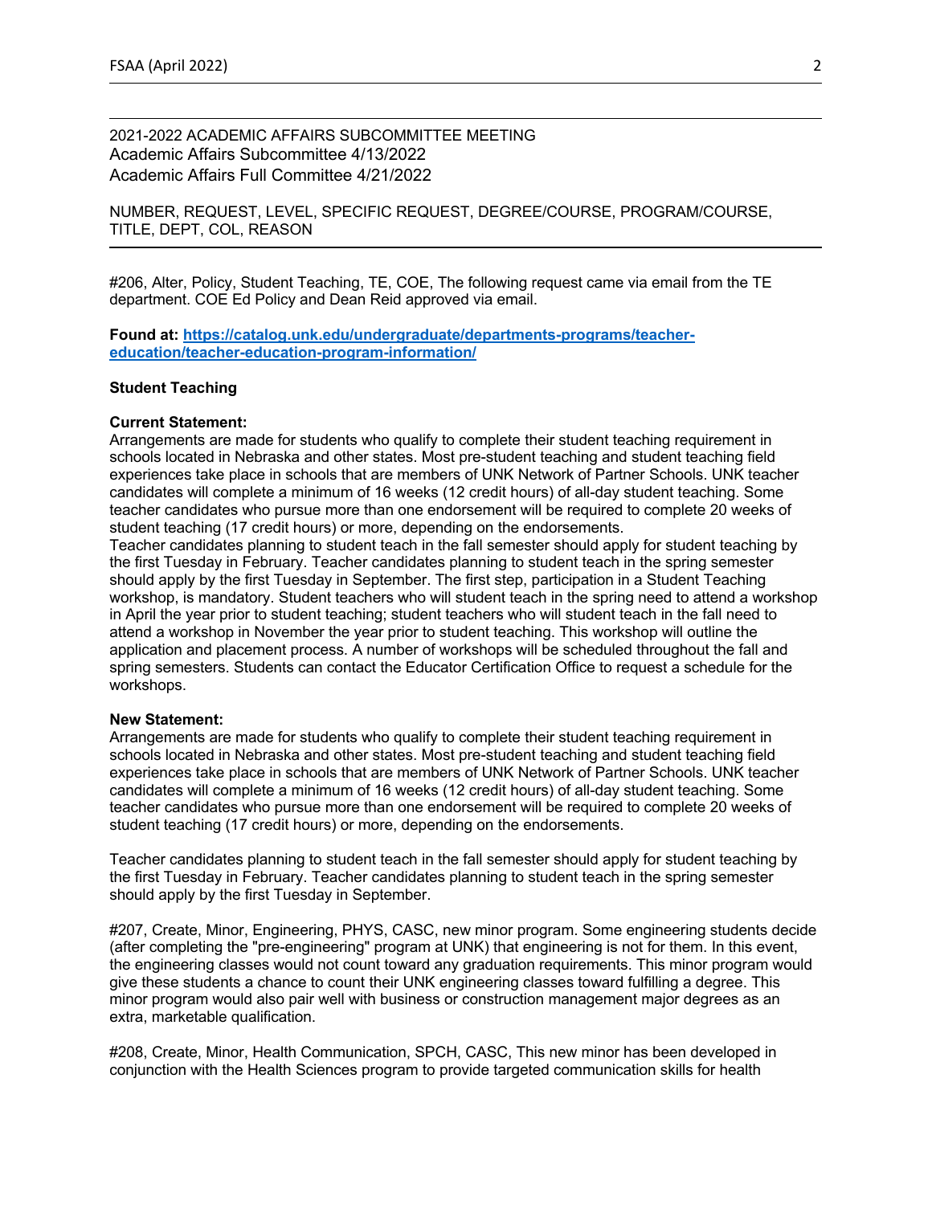2021-2022 ACADEMIC AFFAIRS SUBCOMMITTEE MEETING
Academic Affairs Subcommittee 4/13/2022
Academic Affairs Full Committee 4/21/2022

NUMBER, REQUEST, LEVEL, SPECIFIC REQUEST, DEGREE/COURSE, PROGRAM/COURSE, TITLE, DEPT, COL, REASON

---

#206, Alter, Policy, Student Teaching, TE, COE, The following request came via email from the TE department. COE Ed Policy and Dean Reid approved via email.

**Found at: [https://catalog.unk.edu/undergraduate/departments-programs/teacher-education/teacher-education-program-information/](https://catalog.unk.edu/undergraduate/departments-programs/teacher-education/teacher-education-program-information/)**

**Student Teaching**

**Current Statement:**
Arrangements are made for students who qualify to complete their student teaching requirement in schools located in Nebraska and other states. Most pre-student teaching and student teaching field experiences take place in schools that are members of UNK Network of Partner Schools. UNK teacher candidates will complete a minimum of 16 weeks (12 credit hours) of all-day student teaching. Some teacher candidates who pursue more than one endorsement will be required to complete 20 weeks of student teaching (17 credit hours) or more, depending on the endorsements.
Teacher candidates planning to student teach in the fall semester should apply for student teaching by the first Tuesday in February. Teacher candidates planning to student teach in the spring semester should apply by the first Tuesday in September. The first step, participation in a Student Teaching workshop, is mandatory. Student teachers who will student teach in the spring need to attend a workshop in April the year prior to student teaching; student teachers who will student teach in the fall need to attend a workshop in November the year prior to student teaching. This workshop will outline the application and placement process. A number of workshops will be scheduled throughout the fall and spring semesters. Students can contact the Educator Certification Office to request a schedule for the workshops.

**New Statement:**
Arrangements are made for students who qualify to complete their student teaching requirement in schools located in Nebraska and other states. Most pre-student teaching and student teaching field experiences take place in schools that are members of UNK Network of Partner Schools. UNK teacher candidates will complete a minimum of 16 weeks (12 credit hours) of all-day student teaching. Some teacher candidates who pursue more than one endorsement will be required to complete 20 weeks of student teaching (17 credit hours) or more, depending on the endorsements.

Teacher candidates planning to student teach in the fall semester should apply for student teaching by the first Tuesday in February. Teacher candidates planning to student teach in the spring semester should apply by the first Tuesday in September.

#207, Create, Minor, Engineering, PHYS, CASC, new minor program. Some engineering students decide (after completing the "pre-engineering" program at UNK) that engineering is not for them. In this event, the engineering classes would not count toward any graduation requirements. This minor program would give these students a chance to count their UNK engineering classes toward fulfilling a degree. This minor program would also pair well with business or construction management major degrees as an extra, marketable qualification.

#208, Create, Minor, Health Communication, SPCH, CASC, This new minor has been developed in conjunction with the Health Sciences program to provide targeted communication skills for health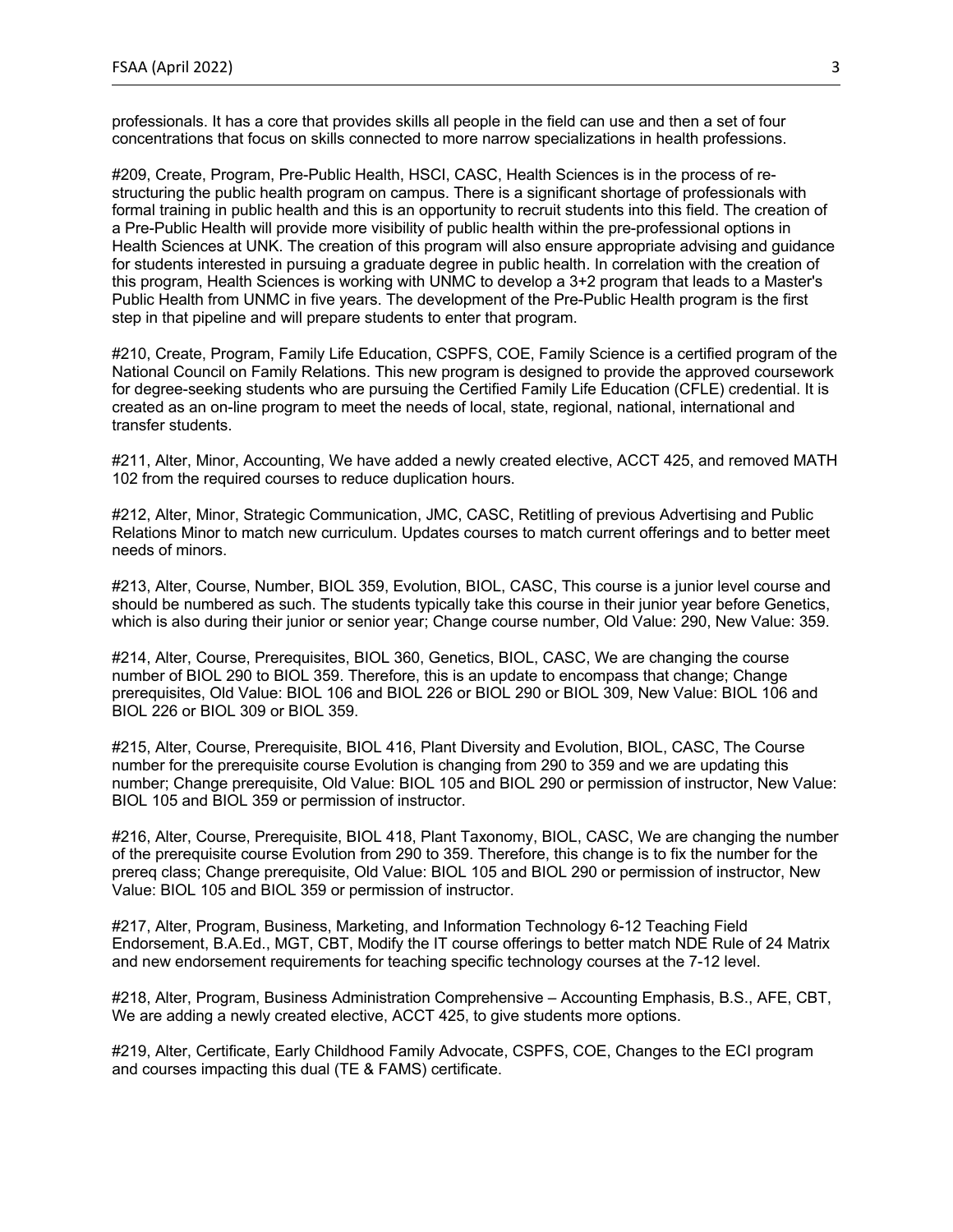professionals. It has a core that provides skills all people in the field can use and then a set of four concentrations that focus on skills connected to more narrow specializations in health professions.

#209, Create, Program, Pre-Public Health, HSCI, CASC, Health Sciences is in the process of re-structuring the public health program on campus. There is a significant shortage of professionals with formal training in public health and this is an opportunity to recruit students into this field. The creation of a Pre-Public Health will provide more visibility of public health within the pre-professional options in Health Sciences at UNK. The creation of this program will also ensure appropriate advising and guidance for students interested in pursuing a graduate degree in public health. In correlation with the creation of this program, Health Sciences is working with UNMC to develop a 3+2 program that leads to a Master's Public Health from UNMC in five years. The development of the Pre-Public Health program is the first step in that pipeline and will prepare students to enter that program.

#210, Create, Program, Family Life Education, CSPFS, COE, Family Science is a certified program of the National Council on Family Relations. This new program is designed to provide the approved coursework for degree-seeking students who are pursuing the Certified Family Life Education (CFLE) credential. It is created as an on-line program to meet the needs of local, state, regional, national, international and transfer students.

#211, Alter, Minor, Accounting, We have added a newly created elective, ACCT 425, and removed MATH 102 from the required courses to reduce duplication hours.

#212, Alter, Minor, Strategic Communication, JMC, CASC, Retitling of previous Advertising and Public Relations Minor to match new curriculum. Updates courses to match current offerings and to better meet needs of minors.

#213, Alter, Course, Number, BIOL 359, Evolution, BIOL, CASC, This course is a junior level course and should be numbered as such. The students typically take this course in their junior year before Genetics, which is also during their junior or senior year; Change course number, Old Value: 290, New Value: 359.

#214, Alter, Course, Prerequisites, BIOL 360, Genetics, BIOL, CASC, We are changing the course number of BIOL 290 to BIOL 359. Therefore, this is an update to encompass that change; Change prerequisites, Old Value: BIOL 106 and BIOL 226 or BIOL 290 or BIOL 309, New Value: BIOL 106 and BIOL 226 or BIOL 309 or BIOL 359.

#215, Alter, Course, Prerequisite, BIOL 416, Plant Diversity and Evolution, BIOL, CASC, The Course number for the prerequisite course Evolution is changing from 290 to 359 and we are updating this number; Change prerequisite, Old Value: BIOL 105 and BIOL 290 or permission of instructor, New Value: BIOL 105 and BIOL 359 or permission of instructor.

#216, Alter, Course, Prerequisite, BIOL 418, Plant Taxonomy, BIOL, CASC, We are changing the number of the prerequisite course Evolution from 290 to 359. Therefore, this change is to fix the number for the prereq class; Change prerequisite, Old Value: BIOL 105 and BIOL 290 or permission of instructor, New Value: BIOL 105 and BIOL 359 or permission of instructor.

#217, Alter, Program, Business, Marketing, and Information Technology 6-12 Teaching Field Endorsement, B.A.Ed., MGT, CBT, Modify the IT course offerings to better match NDE Rule of 24 Matrix and new endorsement requirements for teaching specific technology courses at the 7-12 level.

#218, Alter, Program, Business Administration Comprehensive – Accounting Emphasis, B.S., AFE, CBT, We are adding a newly created elective, ACCT 425, to give students more options.

#219, Alter, Certificate, Early Childhood Family Advocate, CSPFS, COE, Changes to the ECI program and courses impacting this dual (TE & FAMS) certificate.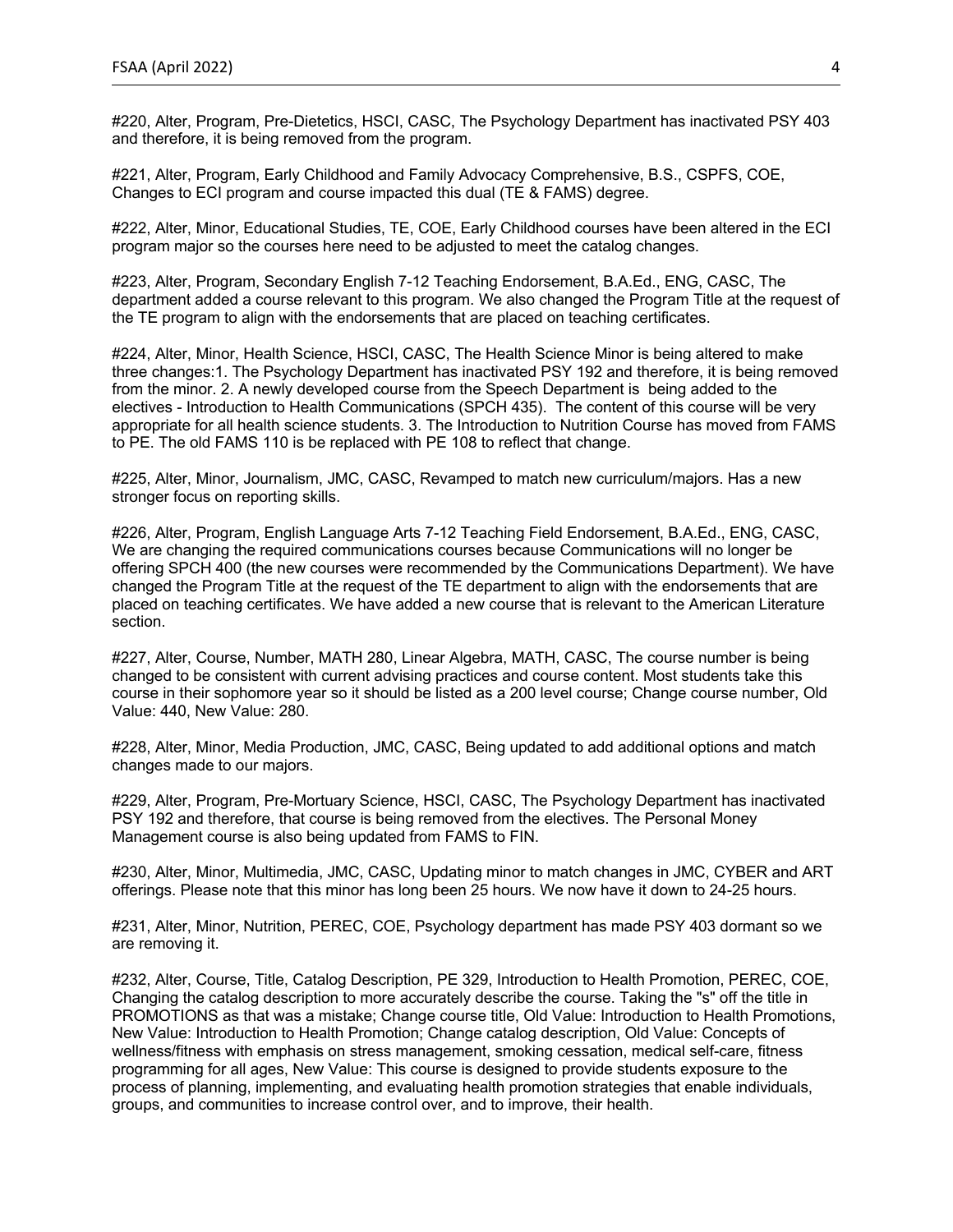#220, Alter, Program, Pre-Dietetics, HSCI, CASC, The Psychology Department has inactivated PSY 403 and therefore, it is being removed from the program.

#221, Alter, Program, Early Childhood and Family Advocacy Comprehensive, B.S., CSPFS, COE, Changes to ECI program and course impacted this dual (TE & FAMS) degree.

#222, Alter, Minor, Educational Studies, TE, COE, Early Childhood courses have been altered in the ECI program major so the courses here need to be adjusted to meet the catalog changes.

#223, Alter, Program, Secondary English 7-12 Teaching Endorsement, B.A.Ed., ENG, CASC, The department added a course relevant to this program. We also changed the Program Title at the request of the TE program to align with the endorsements that are placed on teaching certificates.

#224, Alter, Minor, Health Science, HSCI, CASC, The Health Science Minor is being altered to make three changes:1. The Psychology Department has inactivated PSY 192 and therefore, it is being removed from the minor. 2. A newly developed course from the Speech Department is being added to the electives - Introduction to Health Communications (SPCH 435). The content of this course will be very appropriate for all health science students. 3. The Introduction to Nutrition Course has moved from FAMS to PE. The old FAMS 110 is be replaced with PE 108 to reflect that change.

#225, Alter, Minor, Journalism, JMC, CASC, Revamped to match new curriculum/majors. Has a new stronger focus on reporting skills.

#226, Alter, Program, English Language Arts 7-12 Teaching Field Endorsement, B.A.Ed., ENG, CASC, We are changing the required communications courses because Communications will no longer be offering SPCH 400 (the new courses were recommended by the Communications Department). We have changed the Program Title at the request of the TE department to align with the endorsements that are placed on teaching certificates. We have added a new course that is relevant to the American Literature section.

#227, Alter, Course, Number, MATH 280, Linear Algebra, MATH, CASC, The course number is being changed to be consistent with current advising practices and course content. Most students take this course in their sophomore year so it should be listed as a 200 level course; Change course number, Old Value: 440, New Value: 280.

#228, Alter, Minor, Media Production, JMC, CASC, Being updated to add additional options and match changes made to our majors.

#229, Alter, Program, Pre-Mortuary Science, HSCI, CASC, The Psychology Department has inactivated PSY 192 and therefore, that course is being removed from the electives. The Personal Money Management course is also being updated from FAMS to FIN.

#230, Alter, Minor, Multimedia, JMC, CASC, Updating minor to match changes in JMC, CYBER and ART offerings. Please note that this minor has long been 25 hours. We now have it down to 24-25 hours.

#231, Alter, Minor, Nutrition, PEREC, COE, Psychology department has made PSY 403 dormant so we are removing it.

#232, Alter, Course, Title, Catalog Description, PE 329, Introduction to Health Promotion, PEREC, COE, Changing the catalog description to more accurately describe the course. Taking the "s" off the title in PROMOTIONS as that was a mistake; Change course title, Old Value: Introduction to Health Promotions, New Value: Introduction to Health Promotion; Change catalog description, Old Value: Concepts of wellness/fitness with emphasis on stress management, smoking cessation, medical self-care, fitness programming for all ages, New Value: This course is designed to provide students exposure to the process of planning, implementing, and evaluating health promotion strategies that enable individuals, groups, and communities to increase control over, and to improve, their health.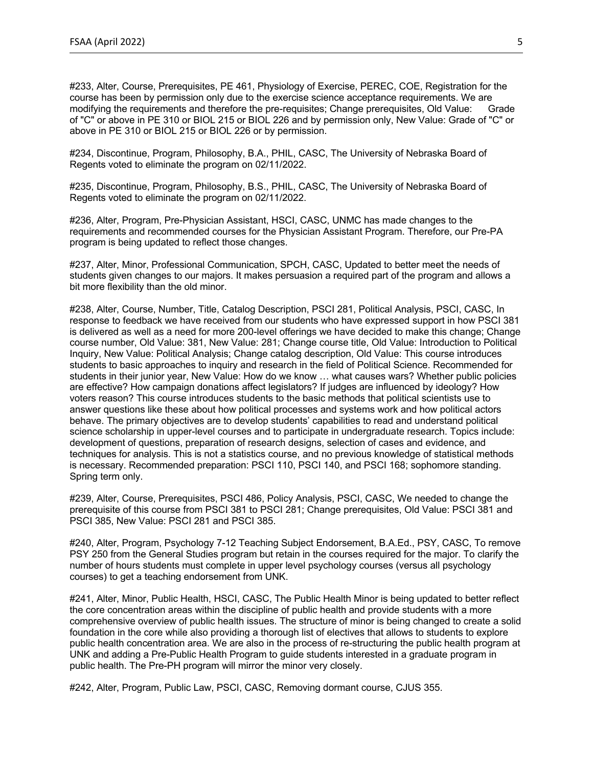#233, Alter, Course, Prerequisites, PE 461, Physiology of Exercise, PEREC, COE, Registration for the course has been by permission only due to the exercise science acceptance requirements. We are modifying the requirements and therefore the pre-requisites; Change prerequisites, Old Value: Grade of "C" or above in PE 310 or BIOL 215 or BIOL 226 and by permission only, New Value: Grade of "C" or above in PE 310 or BIOL 215 or BIOL 226 or by permission.

#234, Discontinue, Program, Philosophy, B.A., PHIL, CASC, The University of Nebraska Board of Regents voted to eliminate the program on 02/11/2022.

#235, Discontinue, Program, Philosophy, B.S., PHIL, CASC, The University of Nebraska Board of Regents voted to eliminate the program on 02/11/2022.

#236, Alter, Program, Pre-Physician Assistant, HSCI, CASC, UNMC has made changes to the requirements and recommended courses for the Physician Assistant Program. Therefore, our Pre-PA program is being updated to reflect those changes.

#237, Alter, Minor, Professional Communication, SPCH, CASC, Updated to better meet the needs of students given changes to our majors. It makes persuasion a required part of the program and allows a bit more flexibility than the old minor.

#238, Alter, Course, Number, Title, Catalog Description, PSCI 281, Political Analysis, PSCI, CASC, In response to feedback we have received from our students who have expressed support in how PSCI 381 is delivered as well as a need for more 200-level offerings we have decided to make this change; Change course number, Old Value: 381, New Value: 281; Change course title, Old Value: Introduction to Political Inquiry, New Value: Political Analysis; Change catalog description, Old Value: This course introduces students to basic approaches to inquiry and research in the field of Political Science. Recommended for students in their junior year, New Value: How do we know … what causes wars? Whether public policies are effective? How campaign donations affect legislators? If judges are influenced by ideology? How voters reason? This course introduces students to the basic methods that political scientists use to answer questions like these about how political processes and systems work and how political actors behave. The primary objectives are to develop students' capabilities to read and understand political science scholarship in upper-level courses and to participate in undergraduate research. Topics include: development of questions, preparation of research designs, selection of cases and evidence, and techniques for analysis. This is not a statistics course, and no previous knowledge of statistical methods is necessary. Recommended preparation: PSCI 110, PSCI 140, and PSCI 168; sophomore standing. Spring term only.

#239, Alter, Course, Prerequisites, PSCI 486, Policy Analysis, PSCI, CASC, We needed to change the prerequisite of this course from PSCI 381 to PSCI 281; Change prerequisites, Old Value: PSCI 381 and PSCI 385, New Value: PSCI 281 and PSCI 385.

#240, Alter, Program, Psychology 7-12 Teaching Subject Endorsement, B.A.Ed., PSY, CASC, To remove PSY 250 from the General Studies program but retain in the courses required for the major. To clarify the number of hours students must complete in upper level psychology courses (versus all psychology courses) to get a teaching endorsement from UNK.

#241, Alter, Minor, Public Health, HSCI, CASC, The Public Health Minor is being updated to better reflect the core concentration areas within the discipline of public health and provide students with a more comprehensive overview of public health issues. The structure of minor is being changed to create a solid foundation in the core while also providing a thorough list of electives that allows to students to explore public health concentration area. We are also in the process of re-structuring the public health program at UNK and adding a Pre-Public Health Program to guide students interested in a graduate program in public health. The Pre-PH program will mirror the minor very closely.

#242, Alter, Program, Public Law, PSCI, CASC, Removing dormant course, CJUS 355.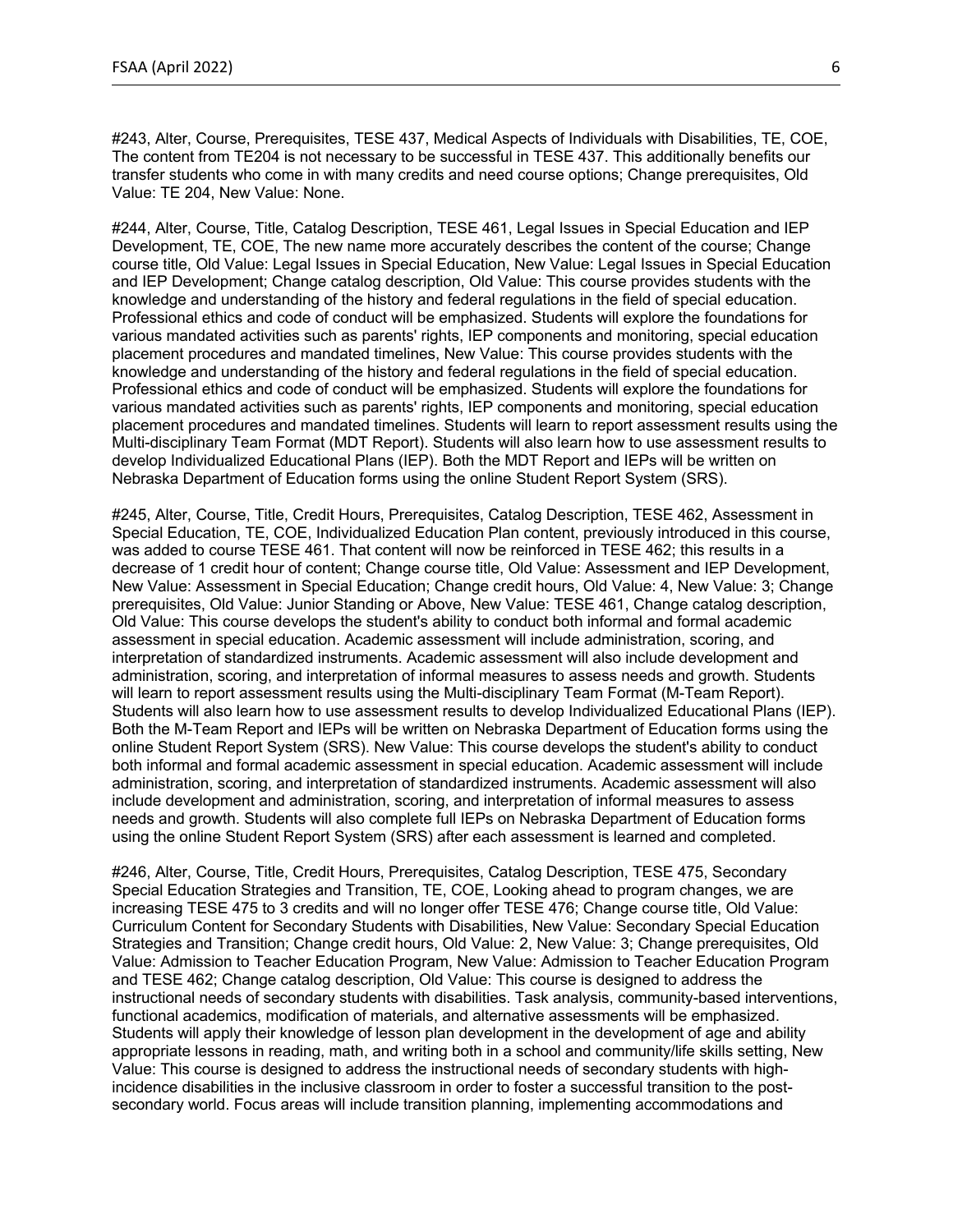#243, Alter, Course, Prerequisites, TESE 437, Medical Aspects of Individuals with Disabilities, TE, COE, The content from TE204 is not necessary to be successful in TESE 437. This additionally benefits our transfer students who come in with many credits and need course options; Change prerequisites, Old Value: TE 204, New Value: None.

#244, Alter, Course, Title, Catalog Description, TESE 461, Legal Issues in Special Education and IEP Development, TE, COE, The new name more accurately describes the content of the course; Change course title, Old Value: Legal Issues in Special Education, New Value: Legal Issues in Special Education and IEP Development; Change catalog description, Old Value: This course provides students with the knowledge and understanding of the history and federal regulations in the field of special education. Professional ethics and code of conduct will be emphasized. Students will explore the foundations for various mandated activities such as parents' rights, IEP components and monitoring, special education placement procedures and mandated timelines, New Value: This course provides students with the knowledge and understanding of the history and federal regulations in the field of special education. Professional ethics and code of conduct will be emphasized. Students will explore the foundations for various mandated activities such as parents' rights, IEP components and monitoring, special education placement procedures and mandated timelines. Students will learn to report assessment results using the Multi-disciplinary Team Format (MDT Report). Students will also learn how to use assessment results to develop Individualized Educational Plans (IEP). Both the MDT Report and IEPs will be written on Nebraska Department of Education forms using the online Student Report System (SRS).

#245, Alter, Course, Title, Credit Hours, Prerequisites, Catalog Description, TESE 462, Assessment in Special Education, TE, COE, Individualized Education Plan content, previously introduced in this course, was added to course TESE 461. That content will now be reinforced in TESE 462; this results in a decrease of 1 credit hour of content; Change course title, Old Value: Assessment and IEP Development, New Value: Assessment in Special Education; Change credit hours, Old Value: 4, New Value: 3; Change prerequisites, Old Value: Junior Standing or Above, New Value: TESE 461, Change catalog description, Old Value: This course develops the student's ability to conduct both informal and formal academic assessment in special education. Academic assessment will include administration, scoring, and interpretation of standardized instruments. Academic assessment will also include development and administration, scoring, and interpretation of informal measures to assess needs and growth. Students will learn to report assessment results using the Multi-disciplinary Team Format (M-Team Report). Students will also learn how to use assessment results to develop Individualized Educational Plans (IEP). Both the M-Team Report and IEPs will be written on Nebraska Department of Education forms using the online Student Report System (SRS). New Value: This course develops the student's ability to conduct both informal and formal academic assessment in special education. Academic assessment will include administration, scoring, and interpretation of standardized instruments. Academic assessment will also include development and administration, scoring, and interpretation of informal measures to assess needs and growth. Students will also complete full IEPs on Nebraska Department of Education forms using the online Student Report System (SRS) after each assessment is learned and completed.

#246, Alter, Course, Title, Credit Hours, Prerequisites, Catalog Description, TESE 475, Secondary Special Education Strategies and Transition, TE, COE, Looking ahead to program changes, we are increasing TESE 475 to 3 credits and will no longer offer TESE 476; Change course title, Old Value: Curriculum Content for Secondary Students with Disabilities, New Value: Secondary Special Education Strategies and Transition; Change credit hours, Old Value: 2, New Value: 3; Change prerequisites, Old Value: Admission to Teacher Education Program, New Value: Admission to Teacher Education Program and TESE 462; Change catalog description, Old Value: This course is designed to address the instructional needs of secondary students with disabilities. Task analysis, community-based interventions, functional academics, modification of materials, and alternative assessments will be emphasized. Students will apply their knowledge of lesson plan development in the development of age and ability appropriate lessons in reading, math, and writing both in a school and community/life skills setting, New Value: This course is designed to address the instructional needs of secondary students with high-incidence disabilities in the inclusive classroom in order to foster a successful transition to the post-secondary world. Focus areas will include transition planning, implementing accommodations and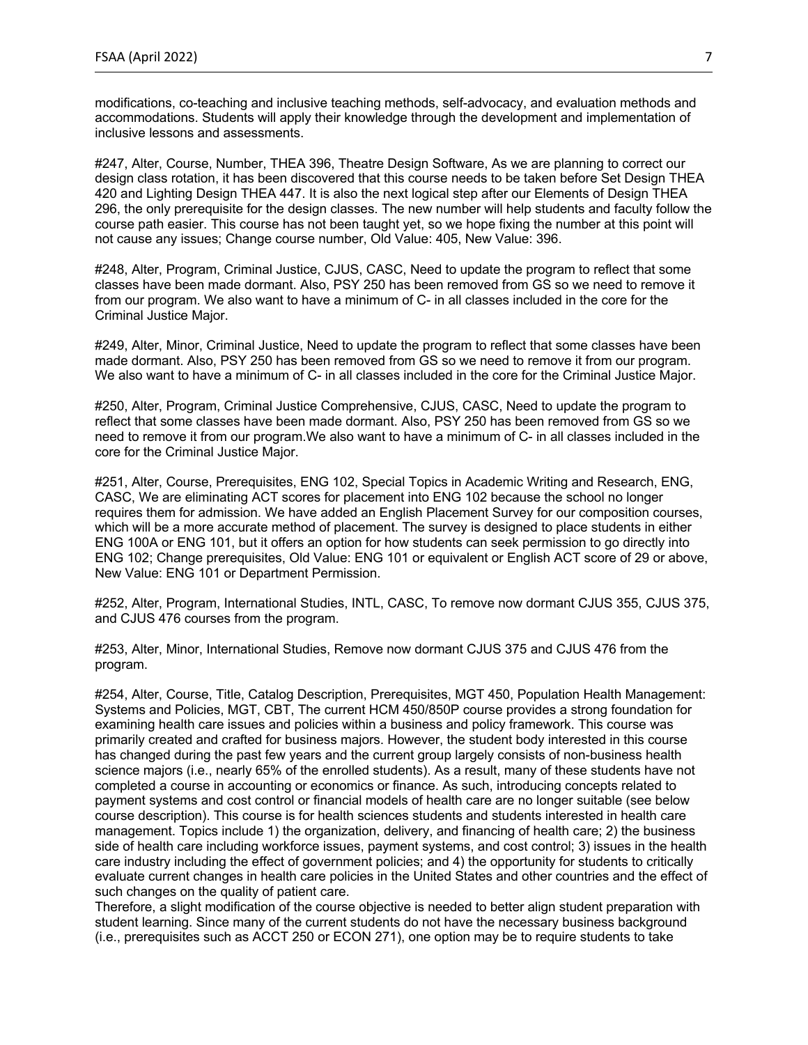modifications, co-teaching and inclusive teaching methods, self-advocacy, and evaluation methods and accommodations. Students will apply their knowledge through the development and implementation of inclusive lessons and assessments.

#247, Alter, Course, Number, THEA 396, Theatre Design Software, As we are planning to correct our design class rotation, it has been discovered that this course needs to be taken before Set Design THEA 420 and Lighting Design THEA 447. It is also the next logical step after our Elements of Design THEA 296, the only prerequisite for the design classes. The new number will help students and faculty follow the course path easier. This course has not been taught yet, so we hope fixing the number at this point will not cause any issues; Change course number, Old Value: 405, New Value: 396.

#248, Alter, Program, Criminal Justice, CJUS, CASC, Need to update the program to reflect that some classes have been made dormant. Also, PSY 250 has been removed from GS so we need to remove it from our program. We also want to have a minimum of C- in all classes included in the core for the Criminal Justice Major.

#249, Alter, Minor, Criminal Justice, Need to update the program to reflect that some classes have been made dormant. Also, PSY 250 has been removed from GS so we need to remove it from our program. We also want to have a minimum of C- in all classes included in the core for the Criminal Justice Major.

#250, Alter, Program, Criminal Justice Comprehensive, CJUS, CASC, Need to update the program to reflect that some classes have been made dormant. Also, PSY 250 has been removed from GS so we need to remove it from our program.We also want to have a minimum of C- in all classes included in the core for the Criminal Justice Major.

#251, Alter, Course, Prerequisites, ENG 102, Special Topics in Academic Writing and Research, ENG, CASC, We are eliminating ACT scores for placement into ENG 102 because the school no longer requires them for admission. We have added an English Placement Survey for our composition courses, which will be a more accurate method of placement. The survey is designed to place students in either ENG 100A or ENG 101, but it offers an option for how students can seek permission to go directly into ENG 102; Change prerequisites, Old Value: ENG 101 or equivalent or English ACT score of 29 or above, New Value: ENG 101 or Department Permission.

#252, Alter, Program, International Studies, INTL, CASC, To remove now dormant CJUS 355, CJUS 375, and CJUS 476 courses from the program.

#253, Alter, Minor, International Studies, Remove now dormant CJUS 375 and CJUS 476 from the program.

#254, Alter, Course, Title, Catalog Description, Prerequisites, MGT 450, Population Health Management: Systems and Policies, MGT, CBT, The current HCM 450/850P course provides a strong foundation for examining health care issues and policies within a business and policy framework. This course was primarily created and crafted for business majors. However, the student body interested in this course has changed during the past few years and the current group largely consists of non-business health science majors (i.e., nearly 65% of the enrolled students). As a result, many of these students have not completed a course in accounting or economics or finance. As such, introducing concepts related to payment systems and cost control or financial models of health care are no longer suitable (see below course description). This course is for health sciences students and students interested in health care management. Topics include 1) the organization, delivery, and financing of health care; 2) the business side of health care including workforce issues, payment systems, and cost control; 3) issues in the health care industry including the effect of government policies; and 4) the opportunity for students to critically evaluate current changes in health care policies in the United States and other countries and the effect of such changes on the quality of patient care.
Therefore, a slight modification of the course objective is needed to better align student preparation with student learning. Since many of the current students do not have the necessary business background (i.e., prerequisites such as ACCT 250 or ECON 271), one option may be to require students to take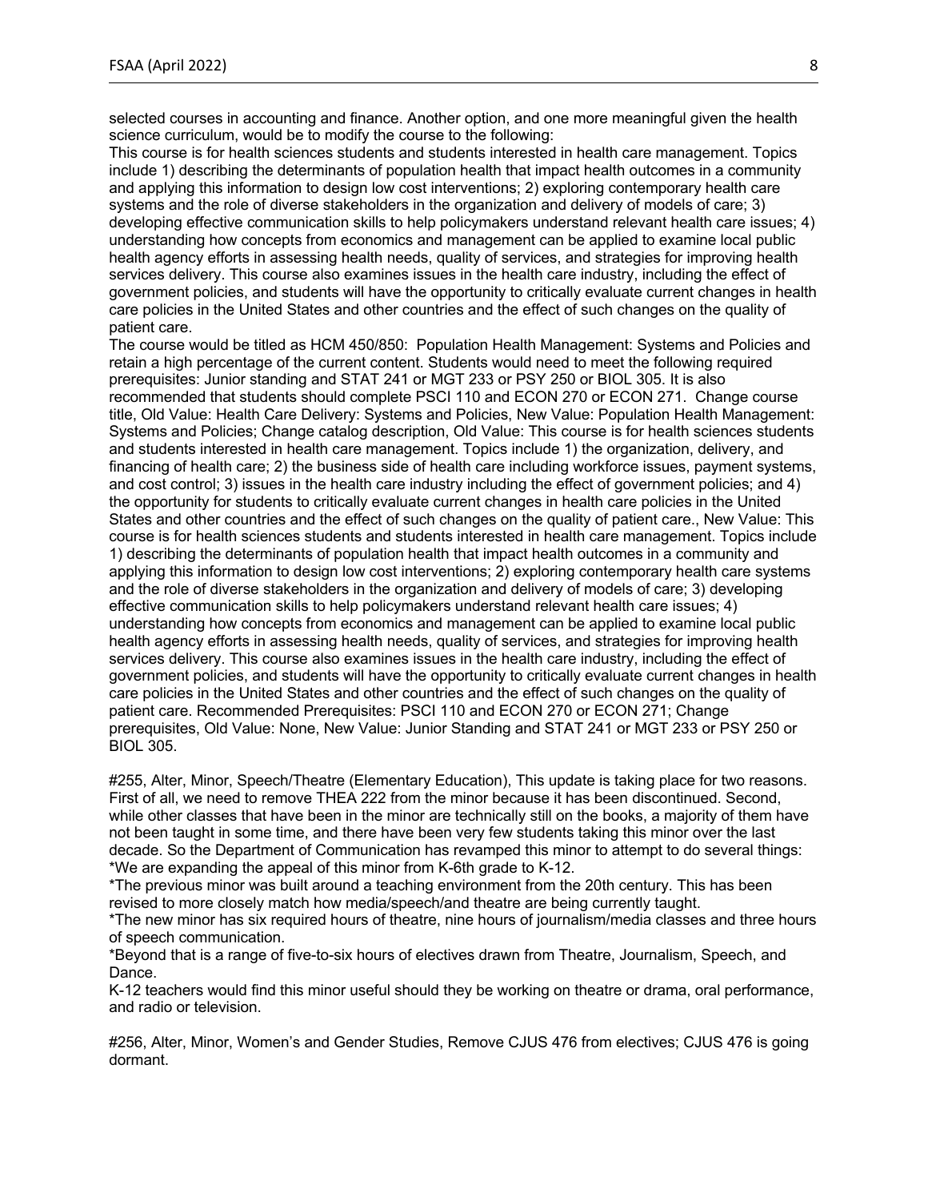selected courses in accounting and finance. Another option, and one more meaningful given the health science curriculum, would be to modify the course to the following:
This course is for health sciences students and students interested in health care management. Topics include 1) describing the determinants of population health that impact health outcomes in a community and applying this information to design low cost interventions; 2) exploring contemporary health care systems and the role of diverse stakeholders in the organization and delivery of models of care; 3) developing effective communication skills to help policymakers understand relevant health care issues; 4) understanding how concepts from economics and management can be applied to examine local public health agency efforts in assessing health needs, quality of services, and strategies for improving health services delivery. This course also examines issues in the health care industry, including the effect of government policies, and students will have the opportunity to critically evaluate current changes in health care policies in the United States and other countries and the effect of such changes on the quality of patient care.
The course would be titled as HCM 450/850: Population Health Management: Systems and Policies and retain a high percentage of the current content. Students would need to meet the following required prerequisites: Junior standing and STAT 241 or MGT 233 or PSY 250 or BIOL 305. It is also recommended that students should complete PSCI 110 and ECON 270 or ECON 271. Change course title, Old Value: Health Care Delivery: Systems and Policies, New Value: Population Health Management: Systems and Policies; Change catalog description, Old Value: This course is for health sciences students and students interested in health care management. Topics include 1) the organization, delivery, and financing of health care; 2) the business side of health care including workforce issues, payment systems, and cost control; 3) issues in the health care industry including the effect of government policies; and 4) the opportunity for students to critically evaluate current changes in health care policies in the United States and other countries and the effect of such changes on the quality of patient care., New Value: This course is for health sciences students and students interested in health care management. Topics include 1) describing the determinants of population health that impact health outcomes in a community and applying this information to design low cost interventions; 2) exploring contemporary health care systems and the role of diverse stakeholders in the organization and delivery of models of care; 3) developing effective communication skills to help policymakers understand relevant health care issues; 4) understanding how concepts from economics and management can be applied to examine local public health agency efforts in assessing health needs, quality of services, and strategies for improving health services delivery. This course also examines issues in the health care industry, including the effect of government policies, and students will have the opportunity to critically evaluate current changes in health care policies in the United States and other countries and the effect of such changes on the quality of patient care. Recommended Prerequisites: PSCI 110 and ECON 270 or ECON 271; Change prerequisites, Old Value: None, New Value: Junior Standing and STAT 241 or MGT 233 or PSY 250 or BIOL 305.

#255, Alter, Minor, Speech/Theatre (Elementary Education), This update is taking place for two reasons. First of all, we need to remove THEA 222 from the minor because it has been discontinued. Second, while other classes that have been in the minor are technically still on the books, a majority of them have not been taught in some time, and there have been very few students taking this minor over the last decade. So the Department of Communication has revamped this minor to attempt to do several things:
*We are expanding the appeal of this minor from K-6th grade to K-12.
*The previous minor was built around a teaching environment from the 20th century. This has been revised to more closely match how media/speech/and theatre are being currently taught.
*The new minor has six required hours of theatre, nine hours of journalism/media classes and three hours of speech communication.
*Beyond that is a range of five-to-six hours of electives drawn from Theatre, Journalism, Speech, and Dance.
K-12 teachers would find this minor useful should they be working on theatre or drama, oral performance, and radio or television.

#256, Alter, Minor, Women's and Gender Studies, Remove CJUS 476 from electives; CJUS 476 is going dormant.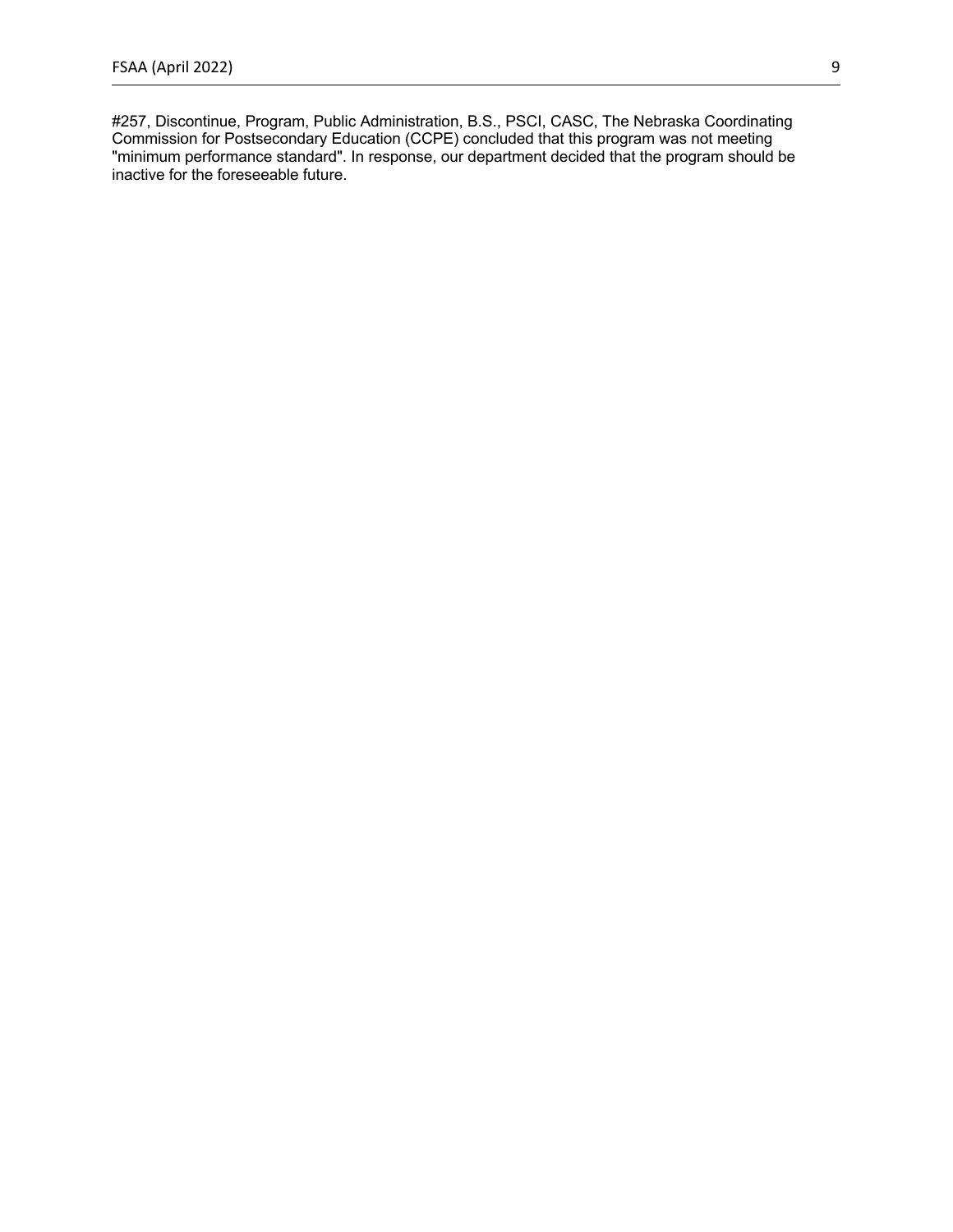#257, Discontinue, Program, Public Administration, B.S., PSCI, CASC, The Nebraska Coordinating Commission for Postsecondary Education (CCPE) concluded that this program was not meeting "minimum performance standard". In response, our department decided that the program should be inactive for the foreseeable future.